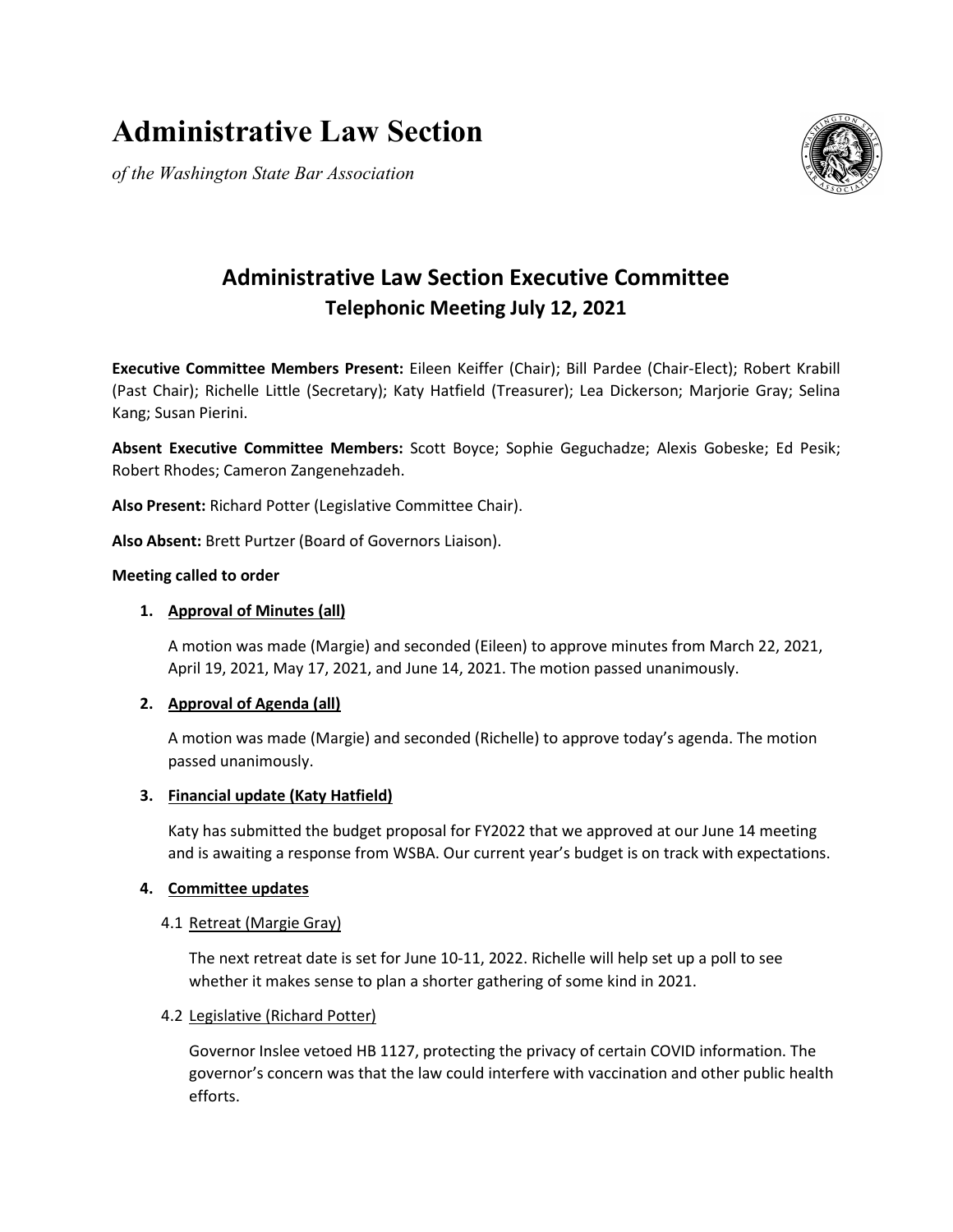# Administrative Law Section

*of the Washington State Bar Association*

## Administrative Law Section Executive Committee

### Telephonic Meeting July 12, 2021

**Executive Committee Members Present:** Eileen Keiffer (Chair); Bill Pardee (Chair-Elect); Robert Krabill (Past Chair); Richelle Little (Secretary); Katy Hatfield (Treasurer); Lea Dickerson; Marjorie Gray; Selina Kang; Susan Pierini.

**Absent Executive Committee Members:** Scott Boyce; Sophie Geguchadze; Alexis Gobeske; Ed Pesik; Robert Rhodes; Cameron Zangenehzadeh.

**Also Present:** Richard Potter (Legislative Committee Chair).

**Also Absent:** Brett Purtzer (Board of Governors Liaison).

**Meeting called to order**

1. **Approval of Minutes (all)**

   A motion was made (Margie) and seconded (Eileen) to approve minutes from March 22, 2021, April 19, 2021, May 17, 2021, and June 14, 2021. The motion passed unanimously.

2. **Approval of Agenda (all)**

   A motion was made (Margie) and seconded (Richelle) to approve today's agenda. The motion passed unanimously.

3. **Financial update (Katy Hatfield)**

   Katy has submitted the budget proposal for FY2022 that we approved at our June 14 meeting and is awaiting a response from WSBA. Our current year's budget is on track with expectations.

4. **Committee updates**

   4.1 Retreat (Margie Gray)

   The next retreat date is set for June 10-11, 2022. Richelle will help set up a poll to see whether it makes sense to plan a shorter gathering of some kind in 2021.

   4.2 Legislative (Richard Potter)

   Governor Inslee vetoed HB 1127, protecting the privacy of certain COVID information. The governor's concern was that the law could interfere with vaccination and other public health efforts.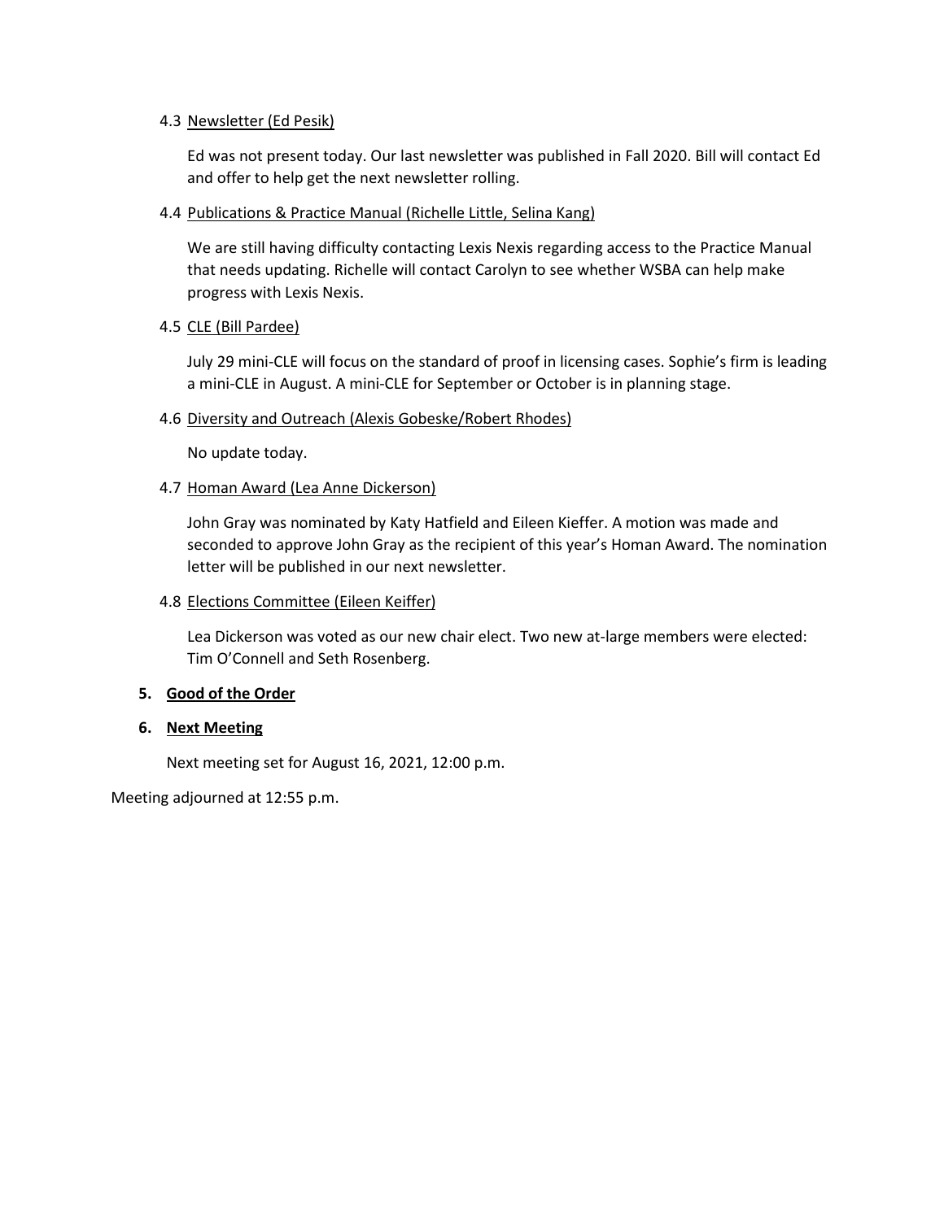4.3 Newsletter (Ed Pesik)

Ed was not present today. Our last newsletter was published in Fall 2020. Bill will contact Ed and offer to help get the next newsletter rolling.

4.4 Publications & Practice Manual (Richelle Little, Selina Kang)

We are still having difficulty contacting Lexis Nexis regarding access to the Practice Manual that needs updating. Richelle will contact Carolyn to see whether WSBA can help make progress with Lexis Nexis.

4.5 CLE (Bill Pardee)

July 29 mini-CLE will focus on the standard of proof in licensing cases. Sophie's firm is leading a mini-CLE in August. A mini-CLE for September or October is in planning stage.

4.6 Diversity and Outreach (Alexis Gobeske/Robert Rhodes)

No update today.

4.7 Homan Award (Lea Anne Dickerson)

John Gray was nominated by Katy Hatfield and Eileen Kieffer. A motion was made and seconded to approve John Gray as the recipient of this year's Homan Award. The nomination letter will be published in our next newsletter.

4.8 Elections Committee (Eileen Keiffer)

Lea Dickerson was voted as our new chair elect. Two new at-large members were elected: Tim O'Connell and Seth Rosenberg.

**5. Good of the Order**

**6. Next Meeting**

Next meeting set for August 16, 2021, 12:00 p.m.

Meeting adjourned at 12:55 p.m.